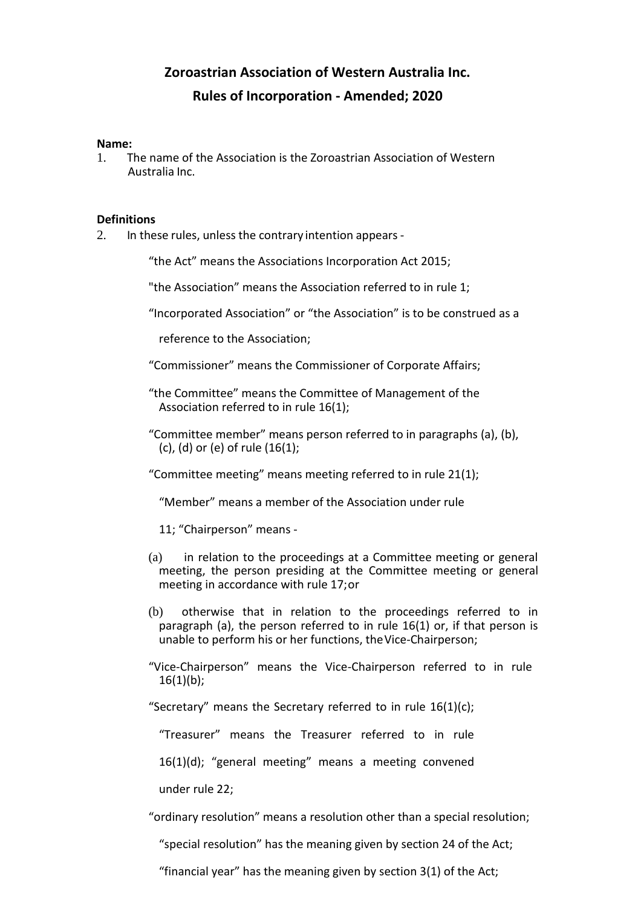# Zoroastrian Association of Western Australia Inc.

## Rules of Incorporation - Amended; 2020

**Name:**

1. The name of the Association is the Zoroastrian Association of Western Australia Inc.

**Definitions**

2. In these rules, unless the contrary intention appears -

"the Act" means the Associations Incorporation Act 2015;

"the Association" means the Association referred to in rule 1;

"Incorporated Association" or "the Association" is to be construed as a reference to the Association;

"Commissioner" means the Commissioner of Corporate Affairs;

"the Committee" means the Committee of Management of the Association referred to in rule 16(1);

"Committee member" means person referred to in paragraphs (a), (b), (c), (d) or (e) of rule (16(1);

"Committee meeting" means meeting referred to in rule 21(1);

"Member" means a member of the Association under rule 11; "Chairperson" means -

(a) in relation to the proceedings at a Committee meeting or general meeting, the person presiding at the Committee meeting or general meeting in accordance with rule 17; or

(b) otherwise that in relation to the proceedings referred to in paragraph (a), the person referred to in rule 16(1) or, if that person is unable to perform his or her functions, the Vice-Chairperson;

"Vice-Chairperson" means the Vice-Chairperson referred to in rule 16(1)(b);

"Secretary" means the Secretary referred to in rule 16(1)(c);

"Treasurer" means the Treasurer referred to in rule 16(1)(d); "general meeting" means a meeting convened under rule 22;

"ordinary resolution" means a resolution other than a special resolution;

"special resolution" has the meaning given by section 24 of the Act;

"financial year" has the meaning given by section 3(1) of the Act;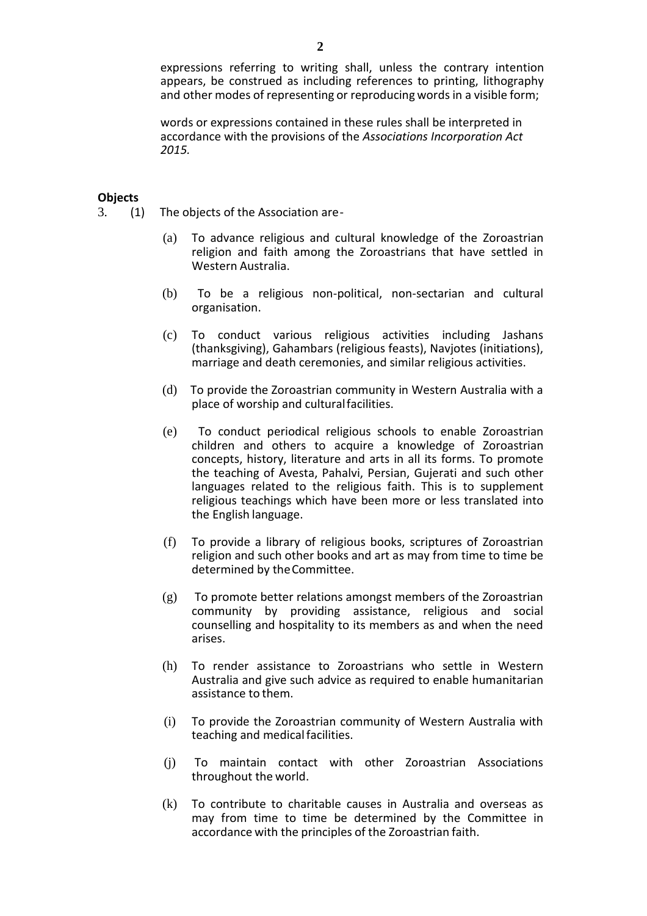expressions referring to writing shall, unless the contrary intention appears, be construed as including references to printing, lithography and other modes of representing or reproducing words in a visible form;

words or expressions contained in these rules shall be interpreted in accordance with the provisions of the *Associations Incorporation Act 2015.*

**Objects**

3. (1) The objects of the Association are-

(a) To advance religious and cultural knowledge of the Zoroastrian religion and faith among the Zoroastrians that have settled in Western Australia.

(b) To be a religious non-political, non-sectarian and cultural organisation.

(c) To conduct various religious activities including Jashans (thanksgiving), Gahambars (religious feasts), Navjotes (initiations), marriage and death ceremonies, and similar religious activities.

(d) To provide the Zoroastrian community in Western Australia with a place of worship and cultural facilities.

(e) To conduct periodical religious schools to enable Zoroastrian children and others to acquire a knowledge of Zoroastrian concepts, history, literature and arts in all its forms. To promote the teaching of Avesta, Pahalvi, Persian, Gujerati and such other languages related to the religious faith. This is to supplement religious teachings which have been more or less translated into the English language.

(f) To provide a library of religious books, scriptures of Zoroastrian religion and such other books and art as may from time to time be determined by the Committee.

(g) To promote better relations amongst members of the Zoroastrian community by providing assistance, religious and social counselling and hospitality to its members as and when the need arises.

(h) To render assistance to Zoroastrians who settle in Western Australia and give such advice as required to enable humanitarian assistance to them.

(i) To provide the Zoroastrian community of Western Australia with teaching and medical facilities.

(j) To maintain contact with other Zoroastrian Associations throughout the world.

(k) To contribute to charitable causes in Australia and overseas as may from time to time be determined by the Committee in accordance with the principles of the Zoroastrian faith.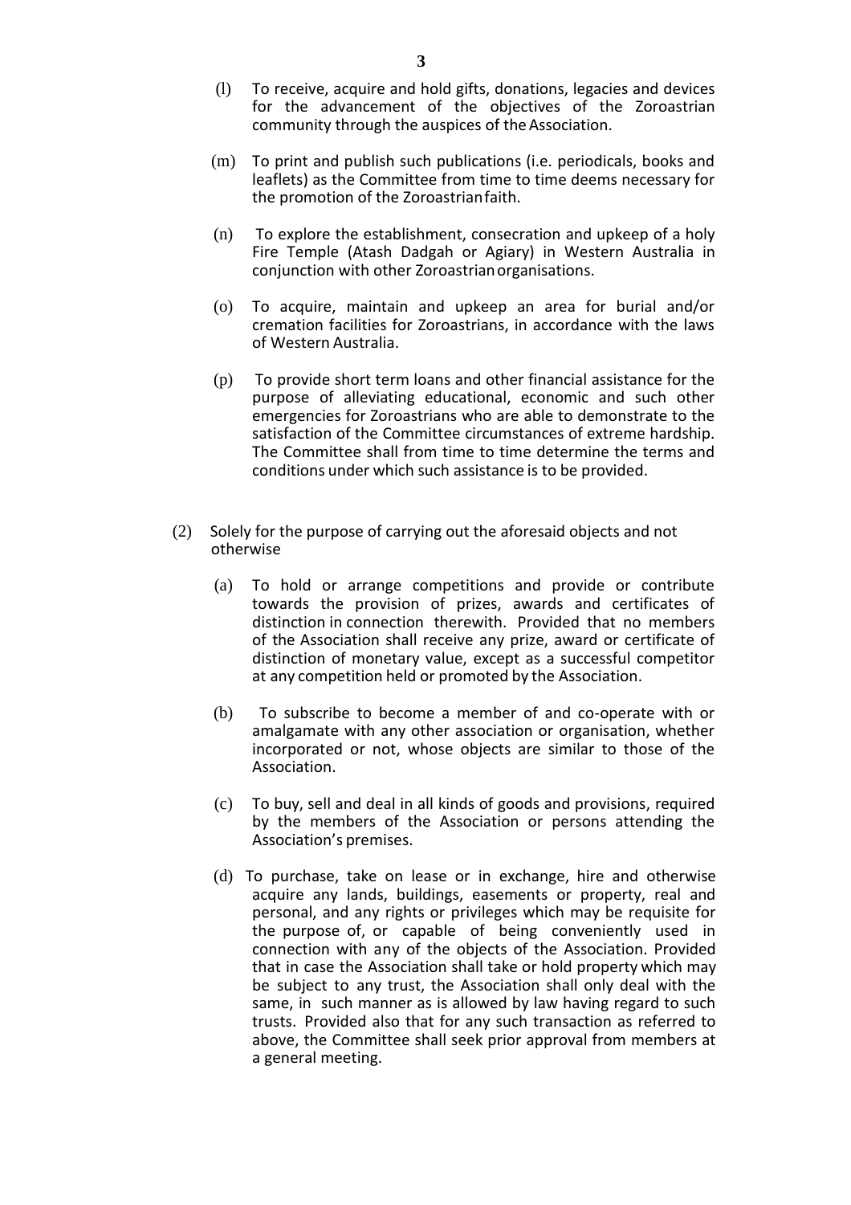(l) To receive, acquire and hold gifts, donations, legacies and devices for the advancement of the objectives of the Zoroastrian community through the auspices of the Association.

(m) To print and publish such publications (i.e. periodicals, books and leaflets) as the Committee from time to time deems necessary for the promotion of the Zoroastrian faith.

(n) To explore the establishment, consecration and upkeep of a holy Fire Temple (Atash Dadgah or Agiary) in Western Australia in conjunction with other Zoroastrian organisations.

(o) To acquire, maintain and upkeep an area for burial and/or cremation facilities for Zoroastrians, in accordance with the laws of Western Australia.

(p) To provide short term loans and other financial assistance for the purpose of alleviating educational, economic and such other emergencies for Zoroastrians who are able to demonstrate to the satisfaction of the Committee circumstances of extreme hardship. The Committee shall from time to time determine the terms and conditions under which such assistance is to be provided.

(2) Solely for the purpose of carrying out the aforesaid objects and not otherwise

(a) To hold or arrange competitions and provide or contribute towards the provision of prizes, awards and certificates of distinction in connection therewith. Provided that no members of the Association shall receive any prize, award or certificate of distinction of monetary value, except as a successful competitor at any competition held or promoted by the Association.

(b) To subscribe to become a member of and co-operate with or amalgamate with any other association or organisation, whether incorporated or not, whose objects are similar to those of the Association.

(c) To buy, sell and deal in all kinds of goods and provisions, required by the members of the Association or persons attending the Association's premises.

(d) To purchase, take on lease or in exchange, hire and otherwise acquire any lands, buildings, easements or property, real and personal, and any rights or privileges which may be requisite for the purpose of, or capable of being conveniently used in connection with any of the objects of the Association. Provided that in case the Association shall take or hold property which may be subject to any trust, the Association shall only deal with the same, in such manner as is allowed by law having regard to such trusts. Provided also that for any such transaction as referred to above, the Committee shall seek prior approval from members at a general meeting.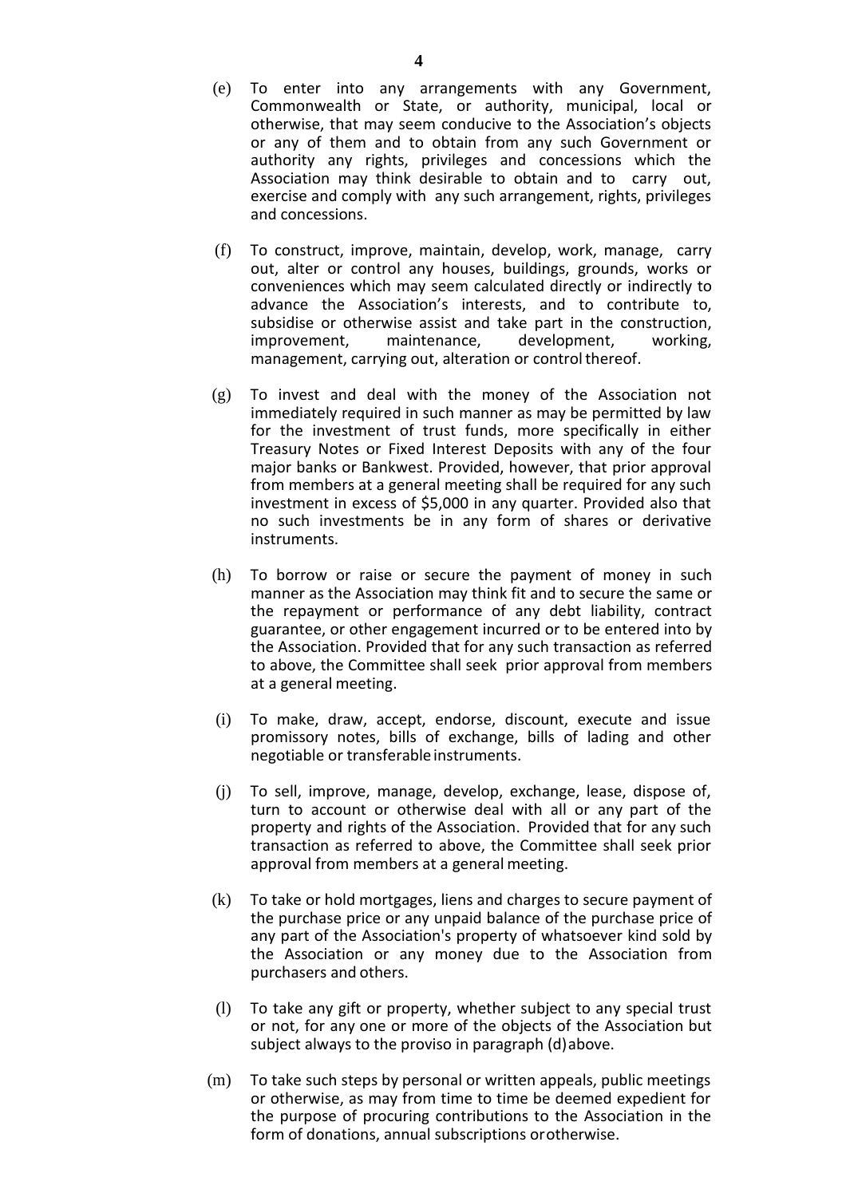(e) To enter into any arrangements with any Government, Commonwealth or State, or authority, municipal, local or otherwise, that may seem conducive to the Association's objects or any of them and to obtain from any such Government or authority any rights, privileges and concessions which the Association may think desirable to obtain and to carry out, exercise and comply with any such arrangement, rights, privileges and concessions.

(f) To construct, improve, maintain, develop, work, manage, carry out, alter or control any houses, buildings, grounds, works or conveniences which may seem calculated directly or indirectly to advance the Association's interests, and to contribute to, subsidise or otherwise assist and take part in the construction, improvement, maintenance, development, working, management, carrying out, alteration or control thereof.

(g) To invest and deal with the money of the Association not immediately required in such manner as may be permitted by law for the investment of trust funds, more specifically in either Treasury Notes or Fixed Interest Deposits with any of the four major banks or Bankwest. Provided, however, that prior approval from members at a general meeting shall be required for any such investment in excess of $5,000 in any quarter. Provided also that no such investments be in any form of shares or derivative instruments.

(h) To borrow or raise or secure the payment of money in such manner as the Association may think fit and to secure the same or the repayment or performance of any debt liability, contract guarantee, or other engagement incurred or to be entered into by the Association. Provided that for any such transaction as referred to above, the Committee shall seek prior approval from members at a general meeting.

(i) To make, draw, accept, endorse, discount, execute and issue promissory notes, bills of exchange, bills of lading and other negotiable or transferable instruments.

(j) To sell, improve, manage, develop, exchange, lease, dispose of, turn to account or otherwise deal with all or any part of the property and rights of the Association. Provided that for any such transaction as referred to above, the Committee shall seek prior approval from members at a general meeting.

(k) To take or hold mortgages, liens and charges to secure payment of the purchase price or any unpaid balance of the purchase price of any part of the Association's property of whatsoever kind sold by the Association or any money due to the Association from purchasers and others.

(l) To take any gift or property, whether subject to any special trust or not, for any one or more of the objects of the Association but subject always to the proviso in paragraph (d) above.

(m) To take such steps by personal or written appeals, public meetings or otherwise, as may from time to time be deemed expedient for the purpose of procuring contributions to the Association in the form of donations, annual subscriptions or otherwise.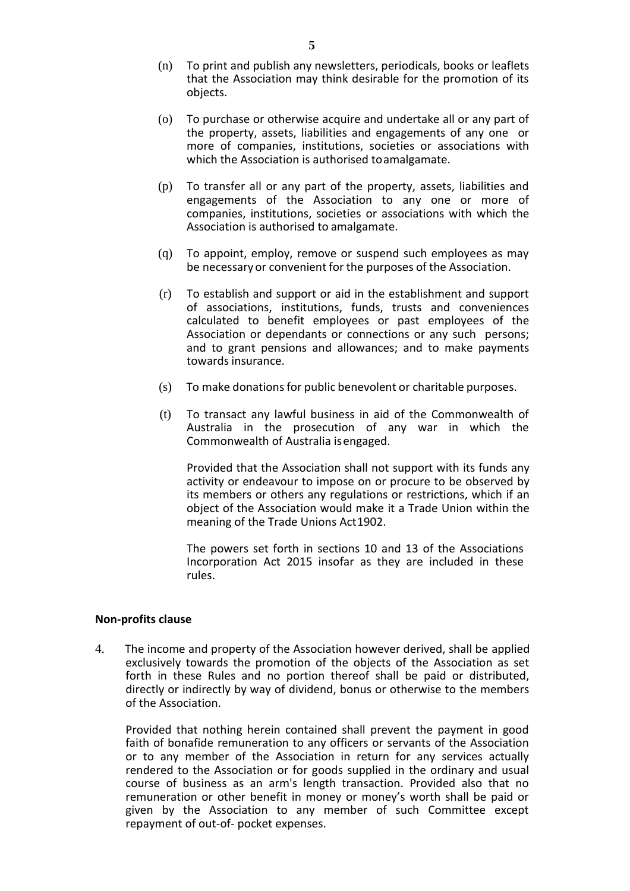(n) To print and publish any newsletters, periodicals, books or leaflets that the Association may think desirable for the promotion of its objects.

(o) To purchase or otherwise acquire and undertake all or any part of the property, assets, liabilities and engagements of any one or more of companies, institutions, societies or associations with which the Association is authorised toamalgamate.

(p) To transfer all or any part of the property, assets, liabilities and engagements of the Association to any one or more of companies, institutions, societies or associations with which the Association is authorised to amalgamate.

(q) To appoint, employ, remove or suspend such employees as may be necessary or convenient for the purposes of the Association.

(r) To establish and support or aid in the establishment and support of associations, institutions, funds, trusts and conveniences calculated to benefit employees or past employees of the Association or dependants or connections or any such persons; and to grant pensions and allowances; and to make payments towards insurance.

(s) To make donations for public benevolent or charitable purposes.

(t) To transact any lawful business in aid of the Commonwealth of Australia in the prosecution of any war in which the Commonwealth of Australia isengaged.

Provided that the Association shall not support with its funds any activity or endeavour to impose on or procure to be observed by its members or others any regulations or restrictions, which if an object of the Association would make it a Trade Union within the meaning of the Trade Unions Act1902.

The powers set forth in sections 10 and 13 of the Associations Incorporation Act 2015 insofar as they are included in these rules.

**Non-profits clause**

4. The income and property of the Association however derived, shall be applied exclusively towards the promotion of the objects of the Association as set forth in these Rules and no portion thereof shall be paid or distributed, directly or indirectly by way of dividend, bonus or otherwise to the members of the Association.

Provided that nothing herein contained shall prevent the payment in good faith of bonafide remuneration to any officers or servants of the Association or to any member of the Association in return for any services actually rendered to the Association or for goods supplied in the ordinary and usual course of business as an arm's length transaction. Provided also that no remuneration or other benefit in money or money's worth shall be paid or given by the Association to any member of such Committee except repayment of out-of- pocket expenses.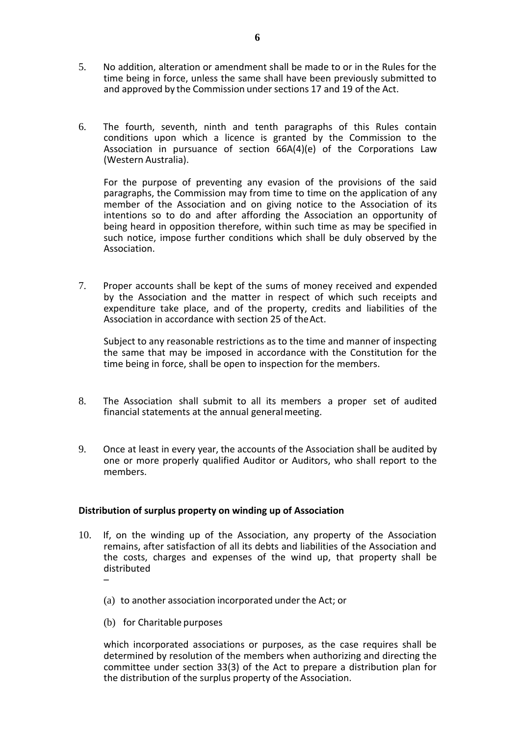5. No addition, alteration or amendment shall be made to or in the Rules for the time being in force, unless the same shall have been previously submitted to and approved by the Commission under sections 17 and 19 of the Act.

6. The fourth, seventh, ninth and tenth paragraphs of this Rules contain conditions upon which a licence is granted by the Commission to the Association in pursuance of section 66A(4)(e) of the Corporations Law (Western Australia).

   For the purpose of preventing any evasion of the provisions of the said paragraphs, the Commission may from time to time on the application of any member of the Association and on giving notice to the Association of its intentions so to do and after affording the Association an opportunity of being heard in opposition therefore, within such time as may be specified in such notice, impose further conditions which shall be duly observed by the Association.

7. Proper accounts shall be kept of the sums of money received and expended by the Association and the matter in respect of which such receipts and expenditure take place, and of the property, credits and liabilities of the Association in accordance with section 25 of the Act.

   Subject to any reasonable restrictions as to the time and manner of inspecting the same that may be imposed in accordance with the Constitution for the time being in force, shall be open to inspection for the members.

8. The Association shall submit to all its members a proper set of audited financial statements at the annual general meeting.

9. Once at least in every year, the accounts of the Association shall be audited by one or more properly qualified Auditor or Auditors, who shall report to the members.

**Distribution of surplus property on winding up of Association**

10. If, on the winding up of the Association, any property of the Association remains, after satisfaction of all its debts and liabilities of the Association and the costs, charges and expenses of the wind up, that property shall be distributed
    –

    (a) to another association incorporated under the Act; or

    (b) for Charitable purposes

    which incorporated associations or purposes, as the case requires shall be determined by resolution of the members when authorizing and directing the committee under section 33(3) of the Act to prepare a distribution plan for the distribution of the surplus property of the Association.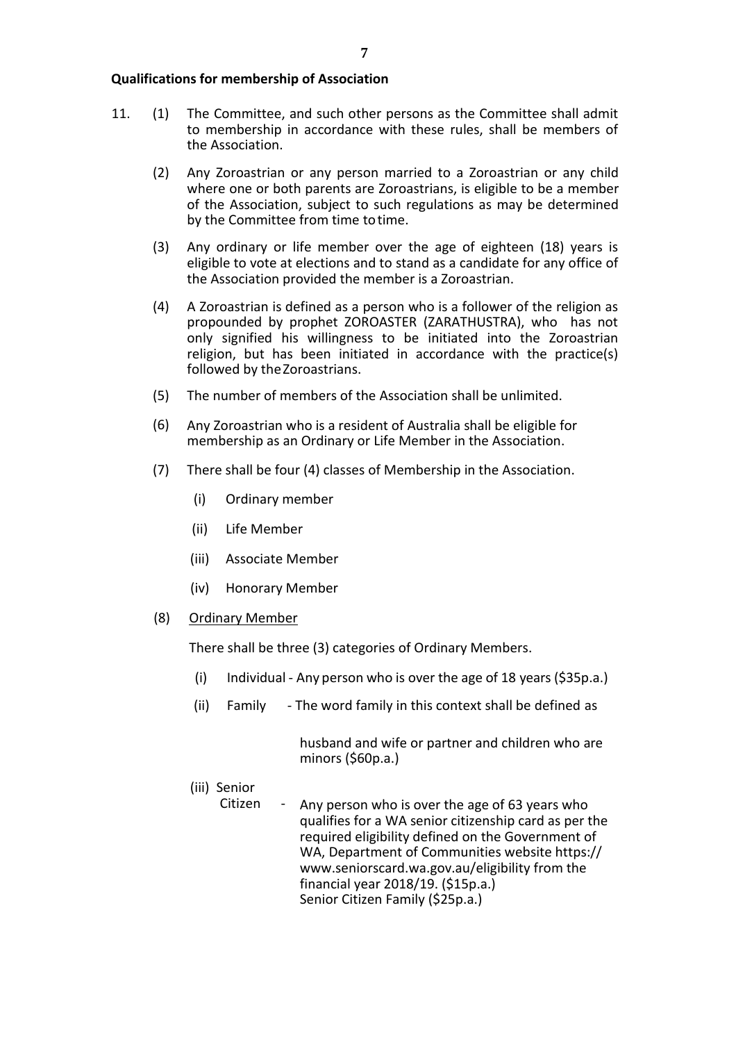**Qualifications for membership of Association**

11. (1) The Committee, and such other persons as the Committee shall admit to membership in accordance with these rules, shall be members of the Association.

    (2) Any Zoroastrian or any person married to a Zoroastrian or any child where one or both parents are Zoroastrians, is eligible to be a member of the Association, subject to such regulations as may be determined by the Committee from time to time.

    (3) Any ordinary or life member over the age of eighteen (18) years is eligible to vote at elections and to stand as a candidate for any office of the Association provided the member is a Zoroastrian.

    (4) A Zoroastrian is defined as a person who is a follower of the religion as propounded by prophet ZOROASTER (ZARATHUSTRA), who has not only signified his willingness to be initiated into the Zoroastrian religion, but has been initiated in accordance with the practice(s) followed by the Zoroastrians.

    (5) The number of members of the Association shall be unlimited.

    (6) Any Zoroastrian who is a resident of Australia shall be eligible for membership as an Ordinary or Life Member in the Association.

    (7) There shall be four (4) classes of Membership in the Association.

    - (i) Ordinary member
    - (ii) Life Member
    - (iii) Associate Member
    - (iv) Honorary Member

    (8) <u>Ordinary Member</u>

    There shall be three (3) categories of Ordinary Members.

    - (i) Individual - Any person who is over the age of 18 years ($35p.a.)
    - (ii) Family - The word family in this context shall be defined as husband and wife or partner and children who are minors ($60p.a.)
    - (iii) Senior Citizen - Any person who is over the age of 63 years who qualifies for a WA senior citizenship card as per the required eligibility defined on the Government of WA, Department of Communities website https://www.seniorscard.wa.gov.au/eligibility from the financial year 2018/19. ($15p.a.)
      Senior Citizen Family ($25p.a.)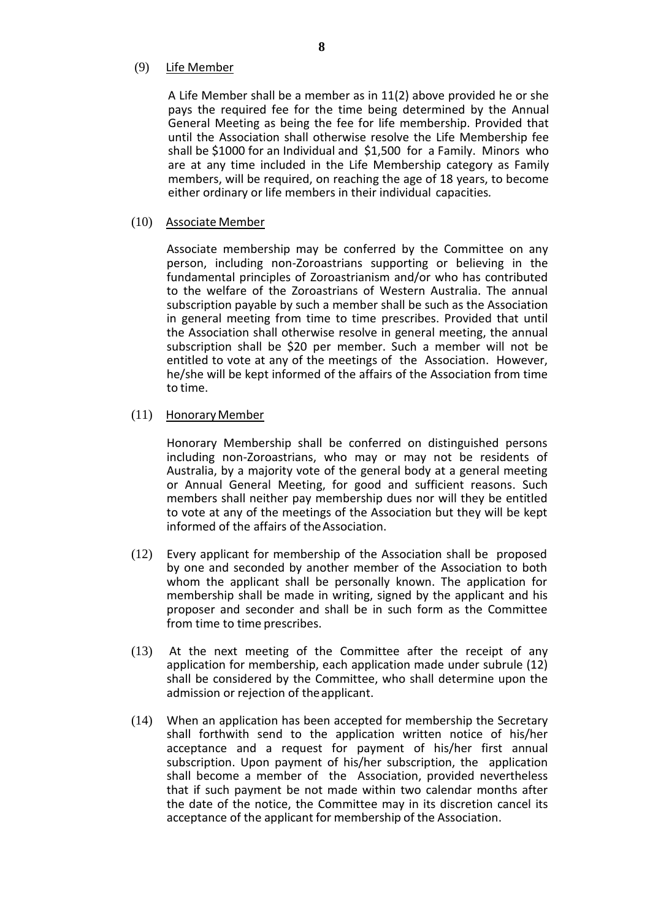(9) Life Member

A Life Member shall be a member as in 11(2) above provided he or she pays the required fee for the time being determined by the Annual General Meeting as being the fee for life membership. Provided that until the Association shall otherwise resolve the Life Membership fee shall be $1000 for an Individual and $1,500 for a Family. Minors who are at any time included in the Life Membership category as Family members, will be required, on reaching the age of 18 years, to become either ordinary or life members in their individual capacities.

(10) Associate Member

Associate membership may be conferred by the Committee on any person, including non-Zoroastrians supporting or believing in the fundamental principles of Zoroastrianism and/or who has contributed to the welfare of the Zoroastrians of Western Australia. The annual subscription payable by such a member shall be such as the Association in general meeting from time to time prescribes. Provided that until the Association shall otherwise resolve in general meeting, the annual subscription shall be $20 per member. Such a member will not be entitled to vote at any of the meetings of the Association. However, he/she will be kept informed of the affairs of the Association from time to time.

(11) Honorary Member

Honorary Membership shall be conferred on distinguished persons including non-Zoroastrians, who may or may not be residents of Australia, by a majority vote of the general body at a general meeting or Annual General Meeting, for good and sufficient reasons. Such members shall neither pay membership dues nor will they be entitled to vote at any of the meetings of the Association but they will be kept informed of the affairs of the Association.

(12) Every applicant for membership of the Association shall be proposed by one and seconded by another member of the Association to both whom the applicant shall be personally known. The application for membership shall be made in writing, signed by the applicant and his proposer and seconder and shall be in such form as the Committee from time to time prescribes.

(13) At the next meeting of the Committee after the receipt of any application for membership, each application made under subrule (12) shall be considered by the Committee, who shall determine upon the admission or rejection of the applicant.

(14) When an application has been accepted for membership the Secretary shall forthwith send to the application written notice of his/her acceptance and a request for payment of his/her first annual subscription. Upon payment of his/her subscription, the application shall become a member of the Association, provided nevertheless that if such payment be not made within two calendar months after the date of the notice, the Committee may in its discretion cancel its acceptance of the applicant for membership of the Association.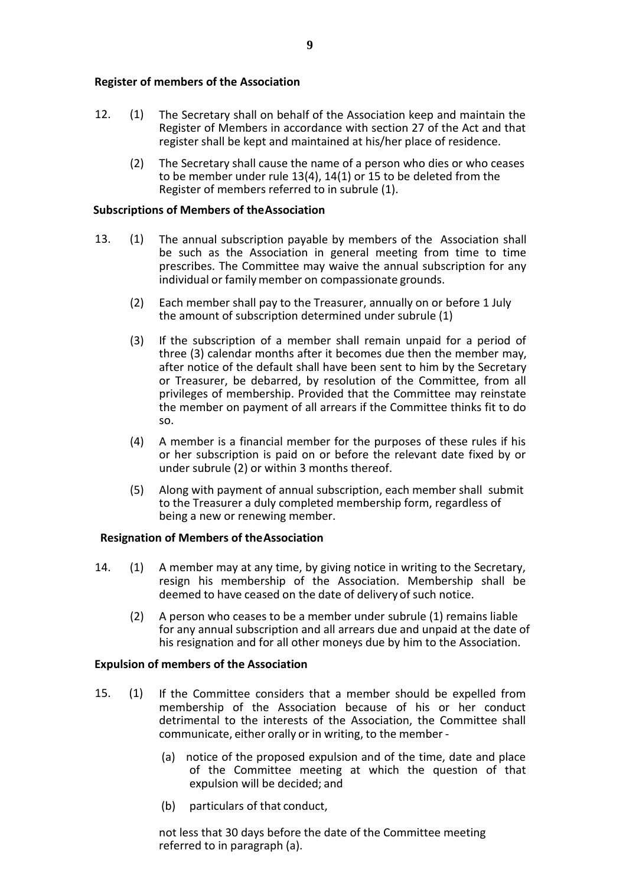**Register of members of the Association**

12. (1) The Secretary shall on behalf of the Association keep and maintain the Register of Members in accordance with section 27 of the Act and that register shall be kept and maintained at his/her place of residence.

    (2) The Secretary shall cause the name of a person who dies or who ceases to be member under rule 13(4), 14(1) or 15 to be deleted from the Register of members referred to in subrule (1).

**Subscriptions of Members of theAssociation**

13. (1) The annual subscription payable by members of the Association shall be such as the Association in general meeting from time to time prescribes. The Committee may waive the annual subscription for any individual or family member on compassionate grounds.

    (2) Each member shall pay to the Treasurer, annually on or before 1 July the amount of subscription determined under subrule (1)

    (3) If the subscription of a member shall remain unpaid for a period of three (3) calendar months after it becomes due then the member may, after notice of the default shall have been sent to him by the Secretary or Treasurer, be debarred, by resolution of the Committee, from all privileges of membership. Provided that the Committee may reinstate the member on payment of all arrears if the Committee thinks fit to do so.

    (4) A member is a financial member for the purposes of these rules if his or her subscription is paid on or before the relevant date fixed by or under subrule (2) or within 3 months thereof.

    (5) Along with payment of annual subscription, each member shall submit to the Treasurer a duly completed membership form, regardless of being a new or renewing member.

**Resignation of Members of theAssociation**

14. (1) A member may at any time, by giving notice in writing to the Secretary, resign his membership of the Association. Membership shall be deemed to have ceased on the date of delivery of such notice.

    (2) A person who ceases to be a member under subrule (1) remains liable for any annual subscription and all arrears due and unpaid at the date of his resignation and for all other moneys due by him to the Association.

**Expulsion of members of the Association**

15. (1) If the Committee considers that a member should be expelled from membership of the Association because of his or her conduct detrimental to the interests of the Association, the Committee shall communicate, either orally or in writing, to the member -

    (a) notice of the proposed expulsion and of the time, date and place of the Committee meeting at which the question of that expulsion will be decided; and

    (b) particulars of that conduct,

    not less that 30 days before the date of the Committee meeting referred to in paragraph (a).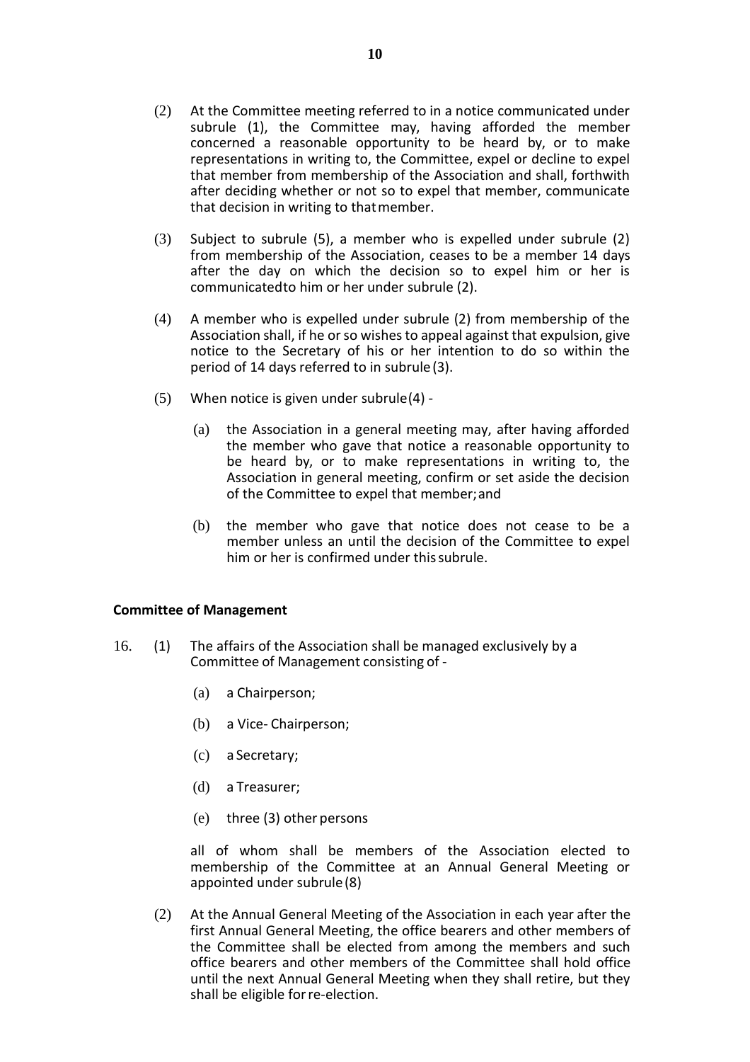(2) At the Committee meeting referred to in a notice communicated under subrule (1), the Committee may, having afforded the member concerned a reasonable opportunity to be heard by, or to make representations in writing to, the Committee, expel or decline to expel that member from membership of the Association and shall, forthwith after deciding whether or not so to expel that member, communicate that decision in writing to that member.

(3) Subject to subrule (5), a member who is expelled under subrule (2) from membership of the Association, ceases to be a member 14 days after the day on which the decision so to expel him or her is communicatedto him or her under subrule (2).

(4) A member who is expelled under subrule (2) from membership of the Association shall, if he or so wishes to appeal against that expulsion, give notice to the Secretary of his or her intention to do so within the period of 14 days referred to in subrule (3).

(5) When notice is given under subrule (4) -

(a) the Association in a general meeting may, after having afforded the member who gave that notice a reasonable opportunity to be heard by, or to make representations in writing to, the Association in general meeting, confirm or set aside the decision of the Committee to expel that member; and

(b) the member who gave that notice does not cease to be a member unless an until the decision of the Committee to expel him or her is confirmed under this subrule.

**Committee of Management**

16. (1) The affairs of the Association shall be managed exclusively by a Committee of Management consisting of -

(a) a Chairperson;

(b) a Vice- Chairperson;

(c) a Secretary;

(d) a Treasurer;

(e) three (3) other persons

all of whom shall be members of the Association elected to membership of the Committee at an Annual General Meeting or appointed under subrule (8)

(2) At the Annual General Meeting of the Association in each year after the first Annual General Meeting, the office bearers and other members of the Committee shall be elected from among the members and such office bearers and other members of the Committee shall hold office until the next Annual General Meeting when they shall retire, but they shall be eligible for re-election.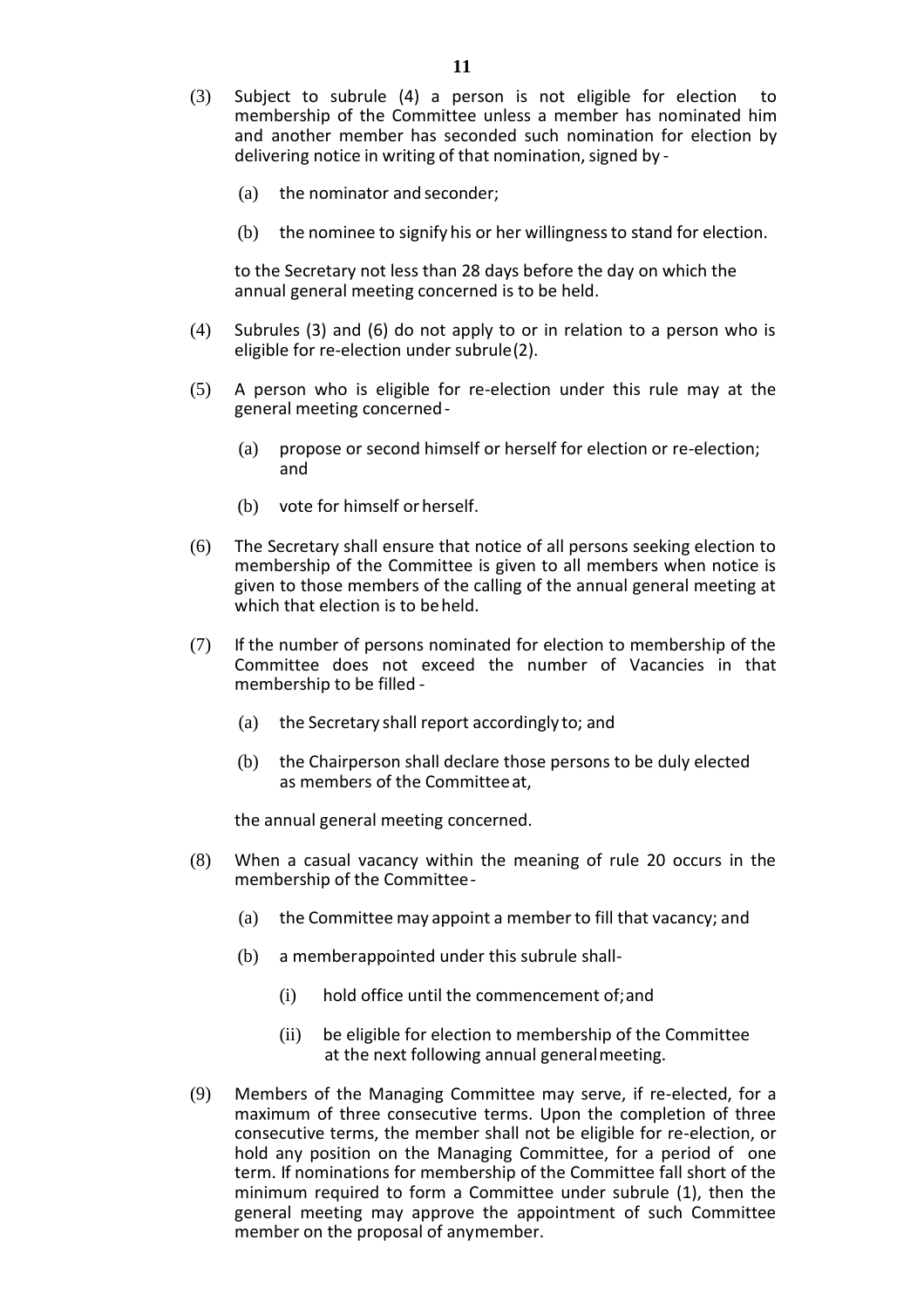(3) Subject to subrule (4) a person is not eligible for election to membership of the Committee unless a member has nominated him and another member has seconded such nomination for election by delivering notice in writing of that nomination, signed by -

   (a) the nominator and seconder;

   (b) the nominee to signify his or her willingness to stand for election.

   to the Secretary not less than 28 days before the day on which the annual general meeting concerned is to be held.

(4) Subrules (3) and (6) do not apply to or in relation to a person who is eligible for re-election under subrule (2).

(5) A person who is eligible for re-election under this rule may at the general meeting concerned -

   (a) propose or second himself or herself for election or re-election; and

   (b) vote for himself or herself.

(6) The Secretary shall ensure that notice of all persons seeking election to membership of the Committee is given to all members when notice is given to those members of the calling of the annual general meeting at which that election is to be held.

(7) If the number of persons nominated for election to membership of the Committee does not exceed the number of Vacancies in that membership to be filled -

   (a) the Secretary shall report accordingly to; and

   (b) the Chairperson shall declare those persons to be duly elected as members of the Committee at,

   the annual general meeting concerned.

(8) When a casual vacancy within the meaning of rule 20 occurs in the membership of the Committee -

   (a) the Committee may appoint a member to fill that vacancy; and

   (b) a memberappointed under this subrule shall-

      (i) hold office until the commencement of; and

      (ii) be eligible for election to membership of the Committee at the next following annual general meeting.

(9) Members of the Managing Committee may serve, if re-elected, for a maximum of three consecutive terms. Upon the completion of three consecutive terms, the member shall not be eligible for re-election, or hold any position on the Managing Committee, for a period of one term. If nominations for membership of the Committee fall short of the minimum required to form a Committee under subrule (1), then the general meeting may approve the appointment of such Committee member on the proposal of anymember.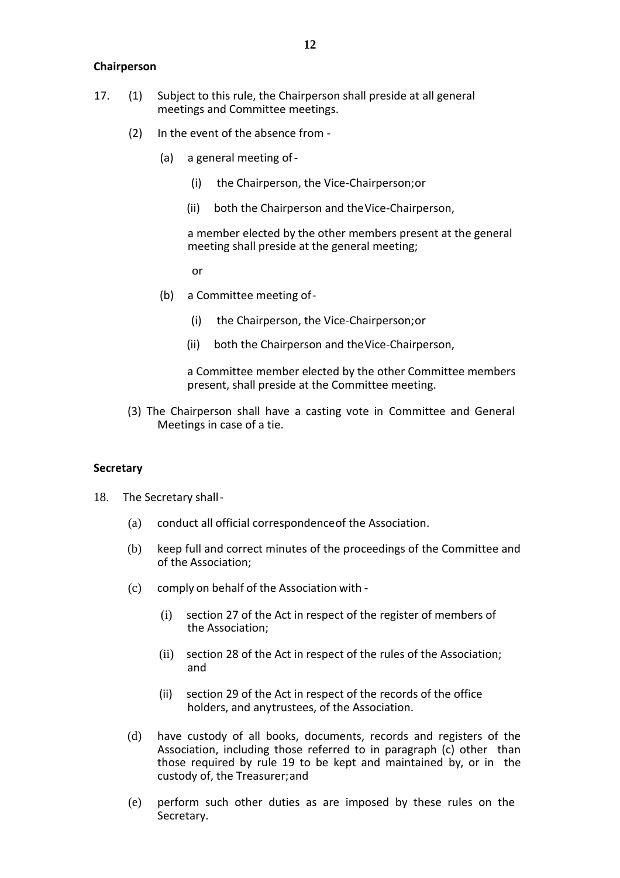### Chairperson

17. (1) Subject to this rule, the Chairperson shall preside at all general meetings and Committee meetings.

    (2) In the event of the absence from -

    (a) a general meeting of -

    (i) the Chairperson, the Vice-Chairperson; or

    (ii) both the Chairperson and the Vice-Chairperson,

    a member elected by the other members present at the general meeting shall preside at the general meeting;

    or

    (b) a Committee meeting of -

    (i) the Chairperson, the Vice-Chairperson; or

    (ii) both the Chairperson and the Vice-Chairperson,

    a Committee member elected by the other Committee members present, shall preside at the Committee meeting.

    (3) The Chairperson shall have a casting vote in Committee and General Meetings in case of a tie.

### Secretary

18. The Secretary shall -

    (a) conduct all official correspondence of the Association.

    (b) keep full and correct minutes of the proceedings of the Committee and of the Association;

    (c) comply on behalf of the Association with -

    (i) section 27 of the Act in respect of the register of members of the Association;

    (ii) section 28 of the Act in respect of the rules of the Association; and

    (ii) section 29 of the Act in respect of the records of the office holders, and any trustees, of the Association.

    (d) have custody of all books, documents, records and registers of the Association, including those referred to in paragraph (c) other than those required by rule 19 to be kept and maintained by, or in the custody of, the Treasurer; and

    (e) perform such other duties as are imposed by these rules on the Secretary.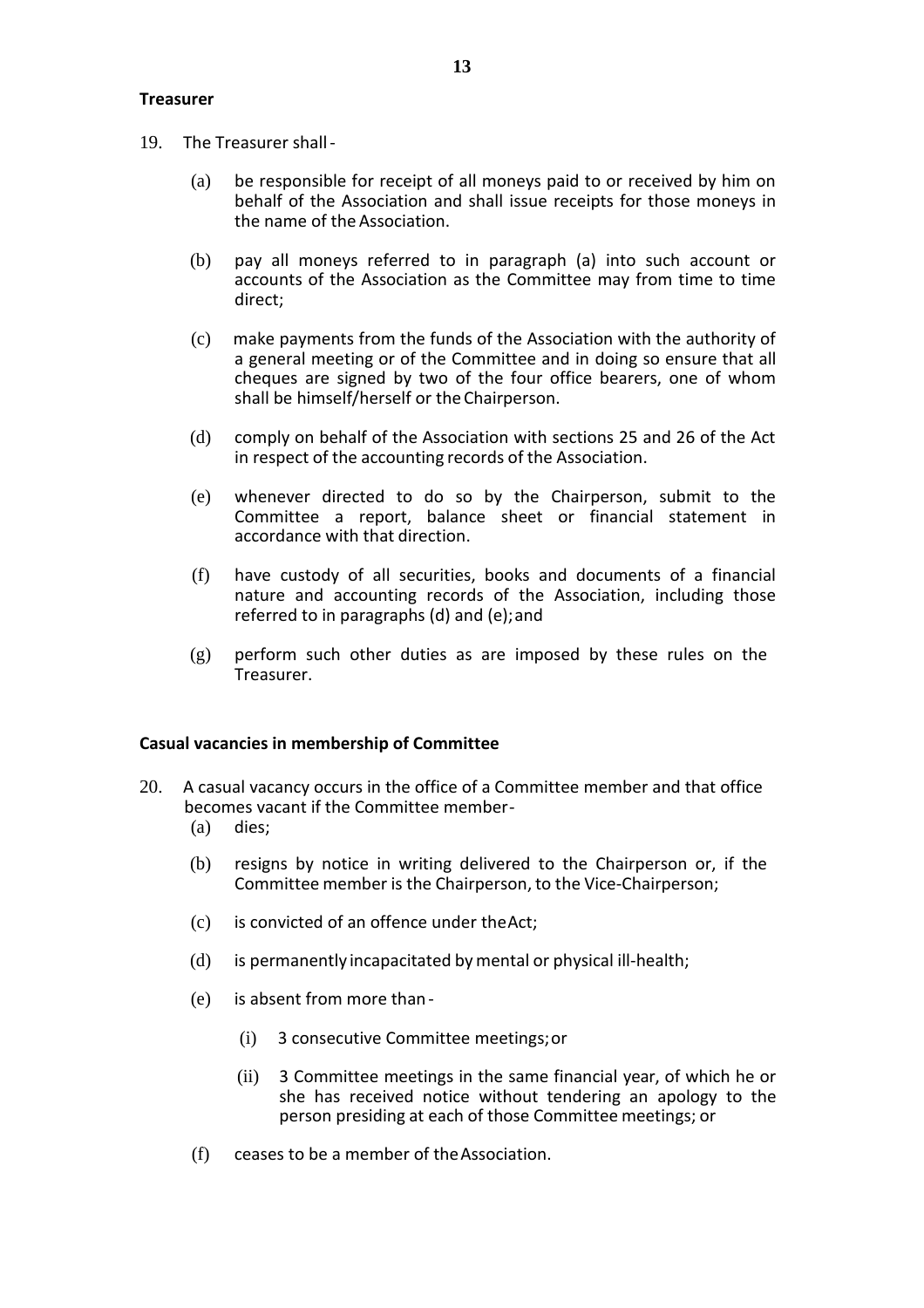**Treasurer**

19. The Treasurer shall -

    (a) be responsible for receipt of all moneys paid to or received by him on behalf of the Association and shall issue receipts for those moneys in the name of the Association.

    (b) pay all moneys referred to in paragraph (a) into such account or accounts of the Association as the Committee may from time to time direct;

    (c) make payments from the funds of the Association with the authority of a general meeting or of the Committee and in doing so ensure that all cheques are signed by two of the four office bearers, one of whom shall be himself/herself or the Chairperson.

    (d) comply on behalf of the Association with sections 25 and 26 of the Act in respect of the accounting records of the Association.

    (e) whenever directed to do so by the Chairperson, submit to the Committee a report, balance sheet or financial statement in accordance with that direction.

    (f) have custody of all securities, books and documents of a financial nature and accounting records of the Association, including those referred to in paragraphs (d) and (e); and

    (g) perform such other duties as are imposed by these rules on the Treasurer.

**Casual vacancies in membership of Committee**

20. A casual vacancy occurs in the office of a Committee member and that office becomes vacant if the Committee member -

    (a) dies;

    (b) resigns by notice in writing delivered to the Chairperson or, if the Committee member is the Chairperson, to the Vice-Chairperson;

    (c) is convicted of an offence under the Act;

    (d) is permanently incapacitated by mental or physical ill-health;

    (e) is absent from more than -

        (i) 3 consecutive Committee meetings; or

        (ii) 3 Committee meetings in the same financial year, of which he or she has received notice without tendering an apology to the person presiding at each of those Committee meetings; or

    (f) ceases to be a member of the Association.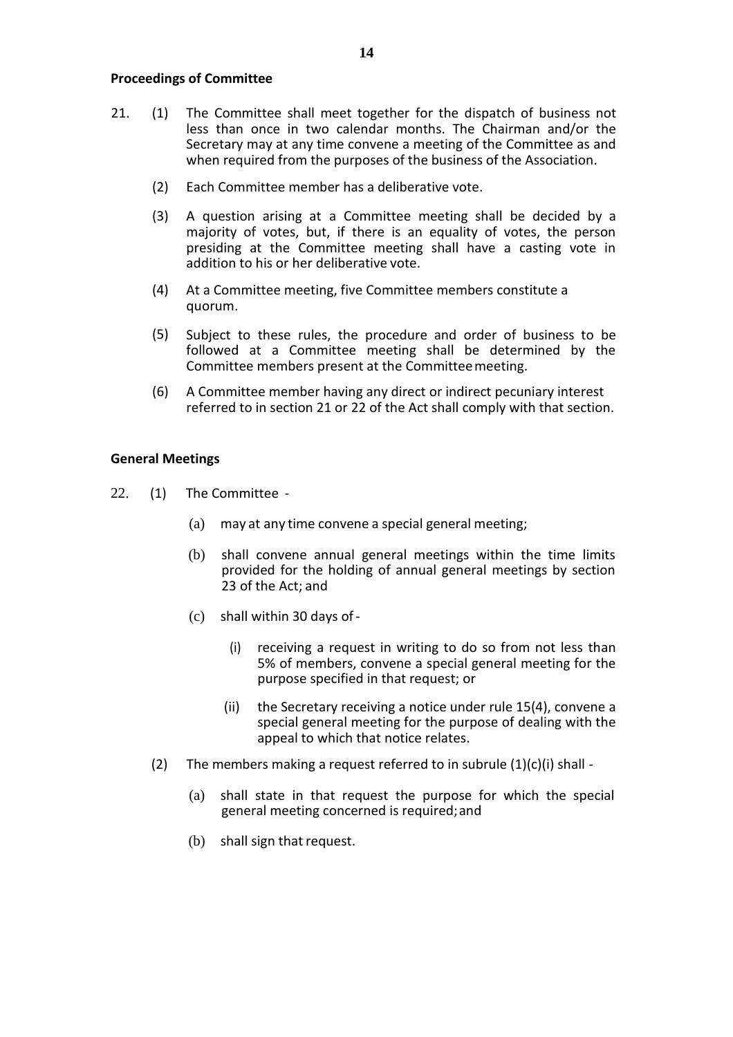**Proceedings of Committee**

21. (1) The Committee shall meet together for the dispatch of business not less than once in two calendar months. The Chairman and/or the Secretary may at any time convene a meeting of the Committee as and when required from the purposes of the business of the Association.

(2) Each Committee member has a deliberative vote.

(3) A question arising at a Committee meeting shall be decided by a majority of votes, but, if there is an equality of votes, the person presiding at the Committee meeting shall have a casting vote in addition to his or her deliberative vote.

(4) At a Committee meeting, five Committee members constitute a quorum.

(5) Subject to these rules, the procedure and order of business to be followed at a Committee meeting shall be determined by the Committee members present at the Committee meeting.

(6) A Committee member having any direct or indirect pecuniary interest referred to in section 21 or 22 of the Act shall comply with that section.

**General Meetings**

22. (1) The Committee -

(a) may at any time convene a special general meeting;

(b) shall convene annual general meetings within the time limits provided for the holding of annual general meetings by section 23 of the Act; and

(c) shall within 30 days of -

(i) receiving a request in writing to do so from not less than 5% of members, convene a special general meeting for the purpose specified in that request; or

(ii) the Secretary receiving a notice under rule 15(4), convene a special general meeting for the purpose of dealing with the appeal to which that notice relates.

(2) The members making a request referred to in subrule (1)(c)(i) shall -

(a) shall state in that request the purpose for which the special general meeting concerned is required; and

(b) shall sign that request.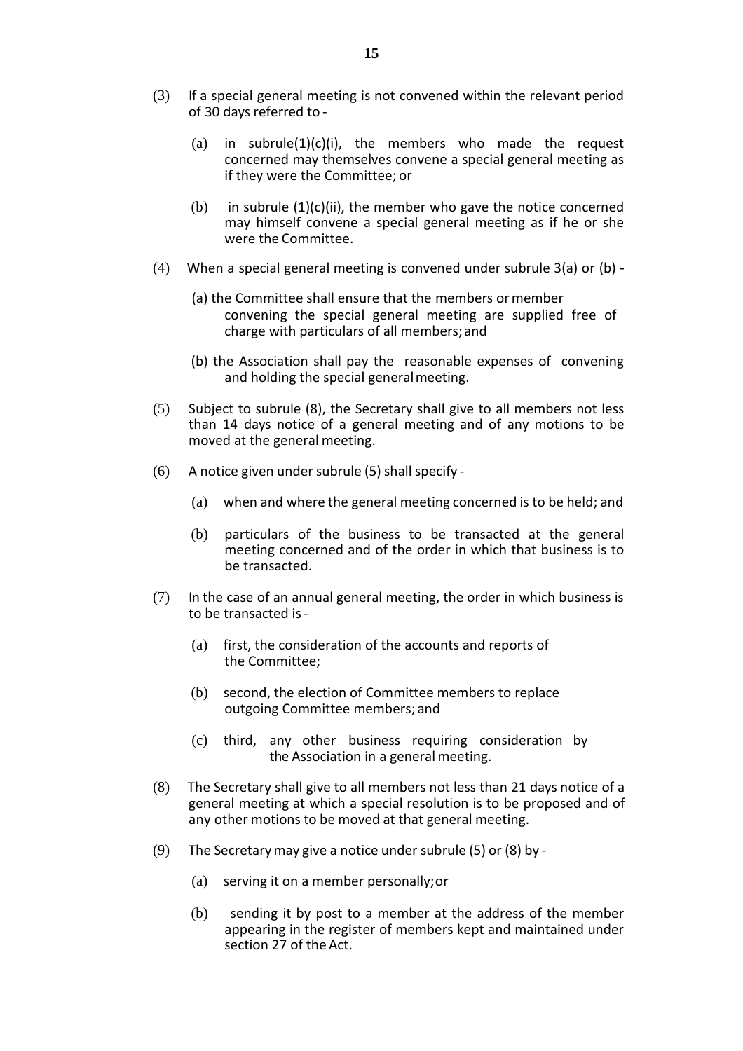(3) If a special general meeting is not convened within the relevant period of 30 days referred to -

  (a) in subrule(1)(c)(i), the members who made the request concerned may themselves convene a special general meeting as if they were the Committee; or

  (b) in subrule (1)(c)(ii), the member who gave the notice concerned may himself convene a special general meeting as if he or she were the Committee.

(4) When a special general meeting is convened under subrule 3(a) or (b) -

  (a) the Committee shall ensure that the members or member convening the special general meeting are supplied free of charge with particulars of all members; and

  (b) the Association shall pay the reasonable expenses of convening and holding the special general meeting.

(5) Subject to subrule (8), the Secretary shall give to all members not less than 14 days notice of a general meeting and of any motions to be moved at the general meeting.

(6) A notice given under subrule (5) shall specify -

  (a) when and where the general meeting concerned is to be held; and

  (b) particulars of the business to be transacted at the general meeting concerned and of the order in which that business is to be transacted.

(7) In the case of an annual general meeting, the order in which business is to be transacted is -

  (a) first, the consideration of the accounts and reports of the Committee;

  (b) second, the election of Committee members to replace outgoing Committee members; and

  (c) third, any other business requiring consideration by the Association in a general meeting.

(8) The Secretary shall give to all members not less than 21 days notice of a general meeting at which a special resolution is to be proposed and of any other motions to be moved at that general meeting.

(9) The Secretary may give a notice under subrule (5) or (8) by -

  (a) serving it on a member personally; or

  (b) sending it by post to a member at the address of the member appearing in the register of members kept and maintained under section 27 of the Act.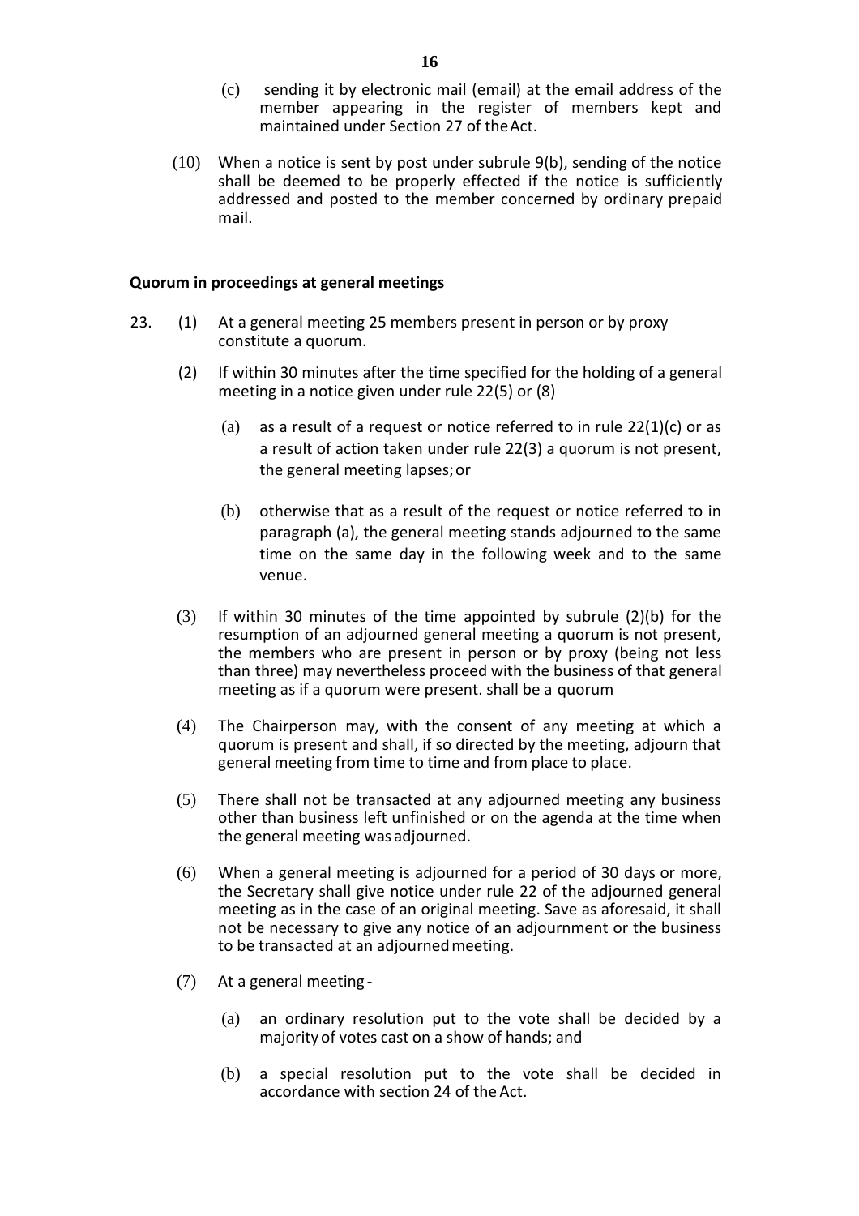(c) sending it by electronic mail (email) at the email address of the member appearing in the register of members kept and maintained under Section 27 of the Act.

(10) When a notice is sent by post under subrule 9(b), sending of the notice shall be deemed to be properly effected if the notice is sufficiently addressed and posted to the member concerned by ordinary prepaid mail.

**Quorum in proceedings at general meetings**

23. (1) At a general meeting 25 members present in person or by proxy constitute a quorum.

(2) If within 30 minutes after the time specified for the holding of a general meeting in a notice given under rule 22(5) or (8)

(a) as a result of a request or notice referred to in rule 22(1)(c) or as a result of action taken under rule 22(3) a quorum is not present, the general meeting lapses; or

(b) otherwise that as a result of the request or notice referred to in paragraph (a), the general meeting stands adjourned to the same time on the same day in the following week and to the same venue.

(3) If within 30 minutes of the time appointed by subrule (2)(b) for the resumption of an adjourned general meeting a quorum is not present, the members who are present in person or by proxy (being not less than three) may nevertheless proceed with the business of that general meeting as if a quorum were present. shall be a quorum

(4) The Chairperson may, with the consent of any meeting at which a quorum is present and shall, if so directed by the meeting, adjourn that general meeting from time to time and from place to place.

(5) There shall not be transacted at any adjourned meeting any business other than business left unfinished or on the agenda at the time when the general meeting was adjourned.

(6) When a general meeting is adjourned for a period of 30 days or more, the Secretary shall give notice under rule 22 of the adjourned general meeting as in the case of an original meeting. Save as aforesaid, it shall not be necessary to give any notice of an adjournment or the business to be transacted at an adjourned meeting.

(7) At a general meeting -

(a) an ordinary resolution put to the vote shall be decided by a majority of votes cast on a show of hands; and

(b) a special resolution put to the vote shall be decided in accordance with section 24 of the Act.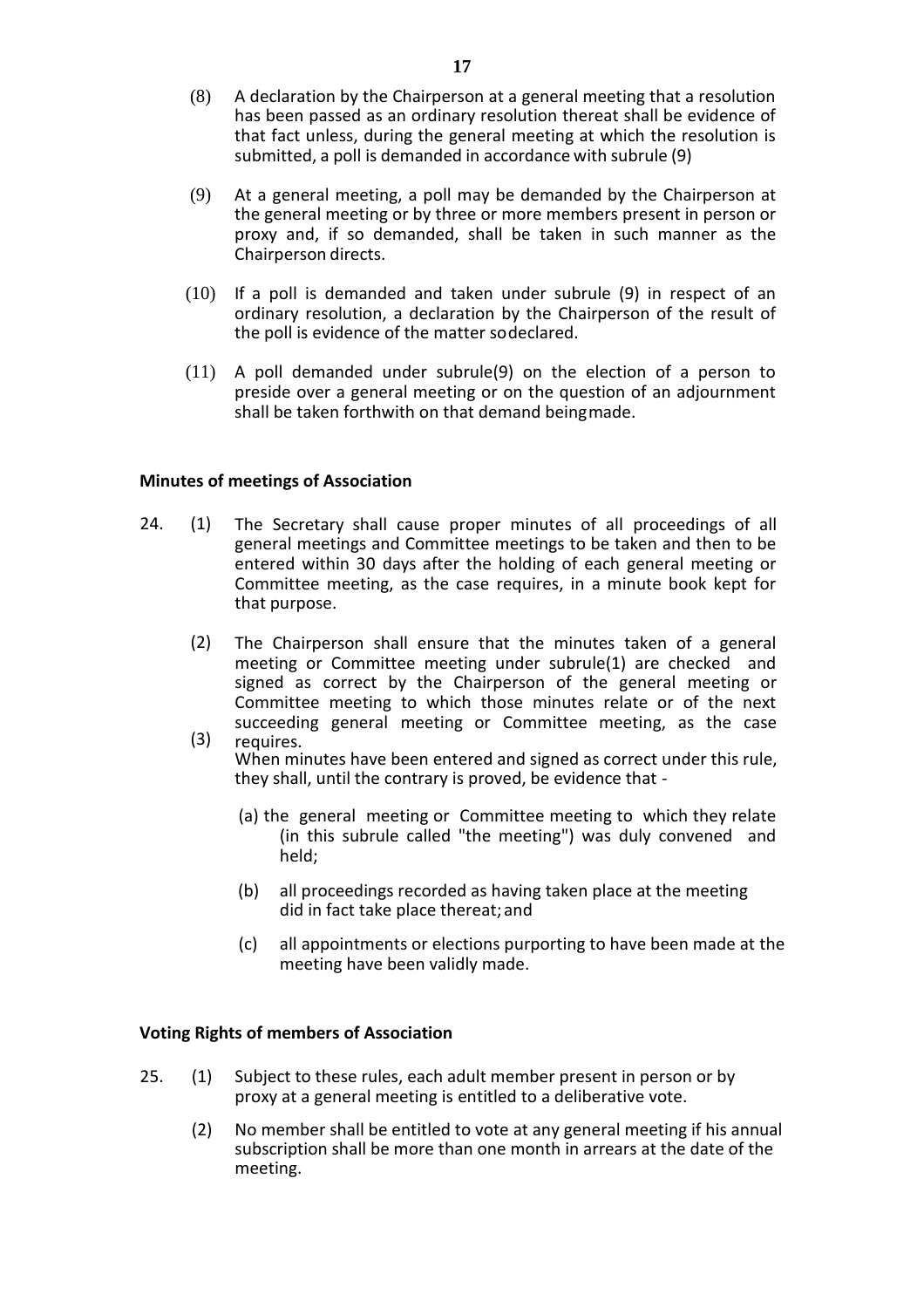(8) A declaration by the Chairperson at a general meeting that a resolution has been passed as an ordinary resolution thereat shall be evidence of that fact unless, during the general meeting at which the resolution is submitted, a poll is demanded in accordance with subrule (9)

(9) At a general meeting, a poll may be demanded by the Chairperson at the general meeting or by three or more members present in person or proxy and, if so demanded, shall be taken in such manner as the Chairperson directs.

(10) If a poll is demanded and taken under subrule (9) in respect of an ordinary resolution, a declaration by the Chairperson of the result of the poll is evidence of the matter sodeclared.

(11) A poll demanded under subrule(9) on the election of a person to preside over a general meeting or on the question of an adjournment shall be taken forthwith on that demand beingmade.

**Minutes of meetings of Association**

24. (1) The Secretary shall cause proper minutes of all proceedings of all general meetings and Committee meetings to be taken and then to be entered within 30 days after the holding of each general meeting or Committee meeting, as the case requires, in a minute book kept for that purpose.

(2) The Chairperson shall ensure that the minutes taken of a general meeting or Committee meeting under subrule(1) are checked and signed as correct by the Chairperson of the general meeting or Committee meeting to which those minutes relate or of the next succeeding general meeting or Committee meeting, as the case requires.

(3) When minutes have been entered and signed as correct under this rule, they shall, until the contrary is proved, be evidence that -

(a) the general meeting or Committee meeting to which they relate (in this subrule called "the meeting") was duly convened and held;

(b) all proceedings recorded as having taken place at the meeting did in fact take place thereat; and

(c) all appointments or elections purporting to have been made at the meeting have been validly made.

**Voting Rights of members of Association**

25. (1) Subject to these rules, each adult member present in person or by proxy at a general meeting is entitled to a deliberative vote.

(2) No member shall be entitled to vote at any general meeting if his annual subscription shall be more than one month in arrears at the date of the meeting.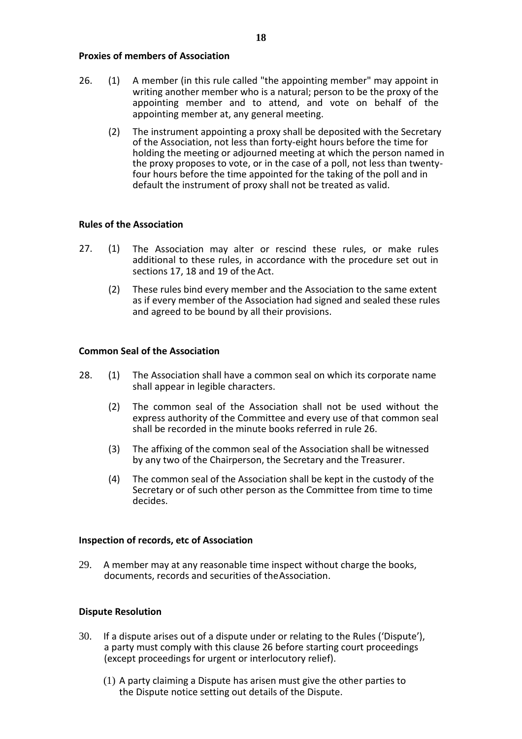**Proxies of members of Association**

26. (1) A member (in this rule called "the appointing member" may appoint in writing another member who is a natural; person to be the proxy of the appointing member and to attend, and vote on behalf of the appointing member at, any general meeting.

    (2) The instrument appointing a proxy shall be deposited with the Secretary of the Association, not less than forty-eight hours before the time for holding the meeting or adjourned meeting at which the person named in the proxy proposes to vote, or in the case of a poll, not less than twenty-four hours before the time appointed for the taking of the poll and in default the instrument of proxy shall not be treated as valid.

**Rules of the Association**

27. (1) The Association may alter or rescind these rules, or make rules additional to these rules, in accordance with the procedure set out in sections 17, 18 and 19 of the Act.

    (2) These rules bind every member and the Association to the same extent as if every member of the Association had signed and sealed these rules and agreed to be bound by all their provisions.

**Common Seal of the Association**

28. (1) The Association shall have a common seal on which its corporate name shall appear in legible characters.

    (2) The common seal of the Association shall not be used without the express authority of the Committee and every use of that common seal shall be recorded in the minute books referred in rule 26.

    (3) The affixing of the common seal of the Association shall be witnessed by any two of the Chairperson, the Secretary and the Treasurer.

    (4) The common seal of the Association shall be kept in the custody of the Secretary or of such other person as the Committee from time to time decides.

**Inspection of records, etc of Association**

29. A member may at any reasonable time inspect without charge the books, documents, records and securities of theAssociation.

**Dispute Resolution**

30. If a dispute arises out of a dispute under or relating to the Rules ('Dispute'), a party must comply with this clause 26 before starting court proceedings (except proceedings for urgent or interlocutory relief).

    (1) A party claiming a Dispute has arisen must give the other parties to the Dispute notice setting out details of the Dispute.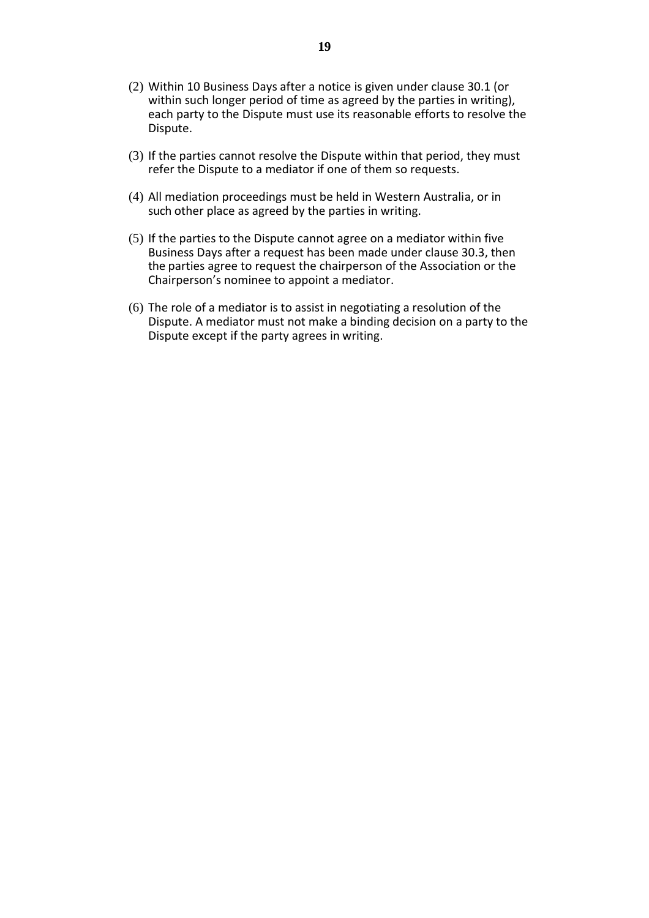(2) Within 10 Business Days after a notice is given under clause 30.1 (or within such longer period of time as agreed by the parties in writing), each party to the Dispute must use its reasonable efforts to resolve the Dispute.

(3) If the parties cannot resolve the Dispute within that period, they must refer the Dispute to a mediator if one of them so requests.

(4) All mediation proceedings must be held in Western Australia, or in such other place as agreed by the parties in writing.

(5) If the parties to the Dispute cannot agree on a mediator within five Business Days after a request has been made under clause 30.3, then the parties agree to request the chairperson of the Association or the Chairperson's nominee to appoint a mediator.

(6) The role of a mediator is to assist in negotiating a resolution of the Dispute. A mediator must not make a binding decision on a party to the Dispute except if the party agrees in writing.